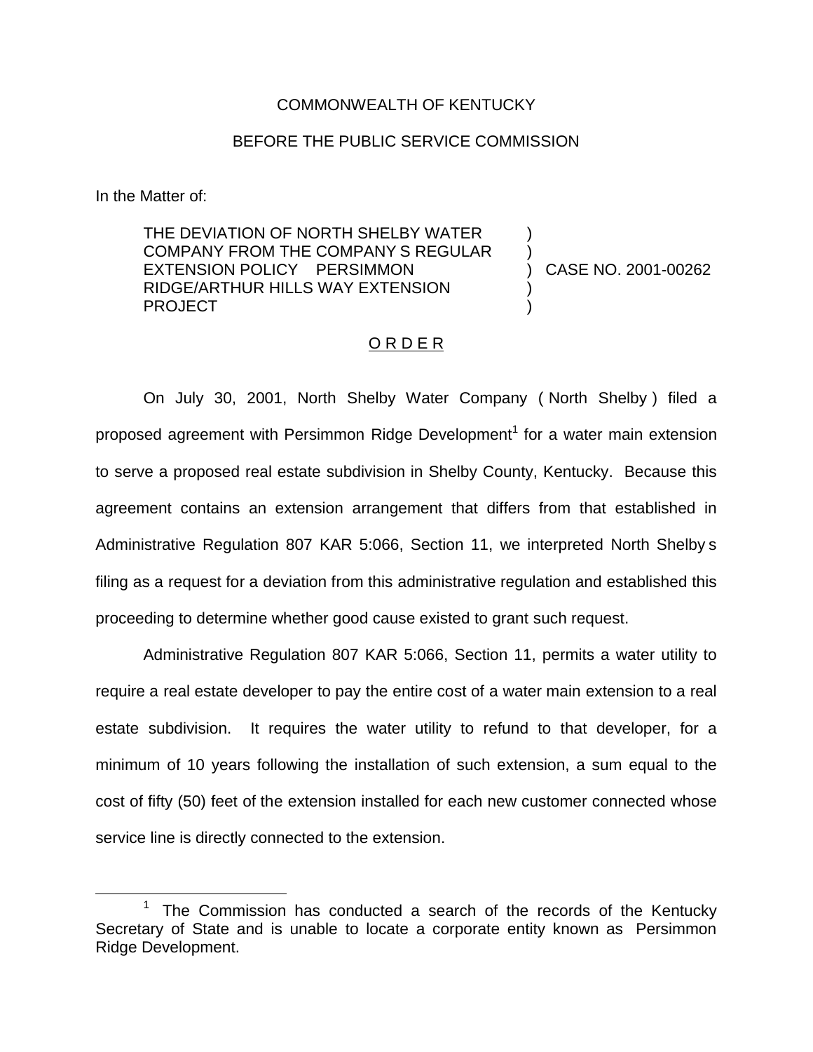COMMONWEALTH OF KENTUCKY

BEFORE THE PUBLIC SERVICE COMMISSION

In the Matter of:

| | | |
|---|---|---|
| THE DEVIATION OF NORTH SHELBY WATER COMPANY FROM THE COMPANY S REGULAR EXTENSION POLICY PERSIMMON RIDGE/ARTHUR HILLS WAY EXTENSION PROJECT | ) | CASE NO. 2001-00262 |

## O R D E R

On July 30, 2001, North Shelby Water Company ( North Shelby ) filed a proposed agreement with Persimmon Ridge Development[1] for a water main extension to serve a proposed real estate subdivision in Shelby County, Kentucky. Because this agreement contains an extension arrangement that differs from that established in Administrative Regulation 807 KAR 5:066, Section 11, we interpreted North Shelby s filing as a request for a deviation from this administrative regulation and established this proceeding to determine whether good cause existed to grant such request.

Administrative Regulation 807 KAR 5:066, Section 11, permits a water utility to require a real estate developer to pay the entire cost of a water main extension to a real estate subdivision. It requires the water utility to refund to that developer, for a minimum of 10 years following the installation of such extension, a sum equal to the cost of fifty (50) feet of the extension installed for each new customer connected whose service line is directly connected to the extension.

[1] The Commission has conducted a search of the records of the Kentucky Secretary of State and is unable to locate a corporate entity known as Persimmon Ridge Development.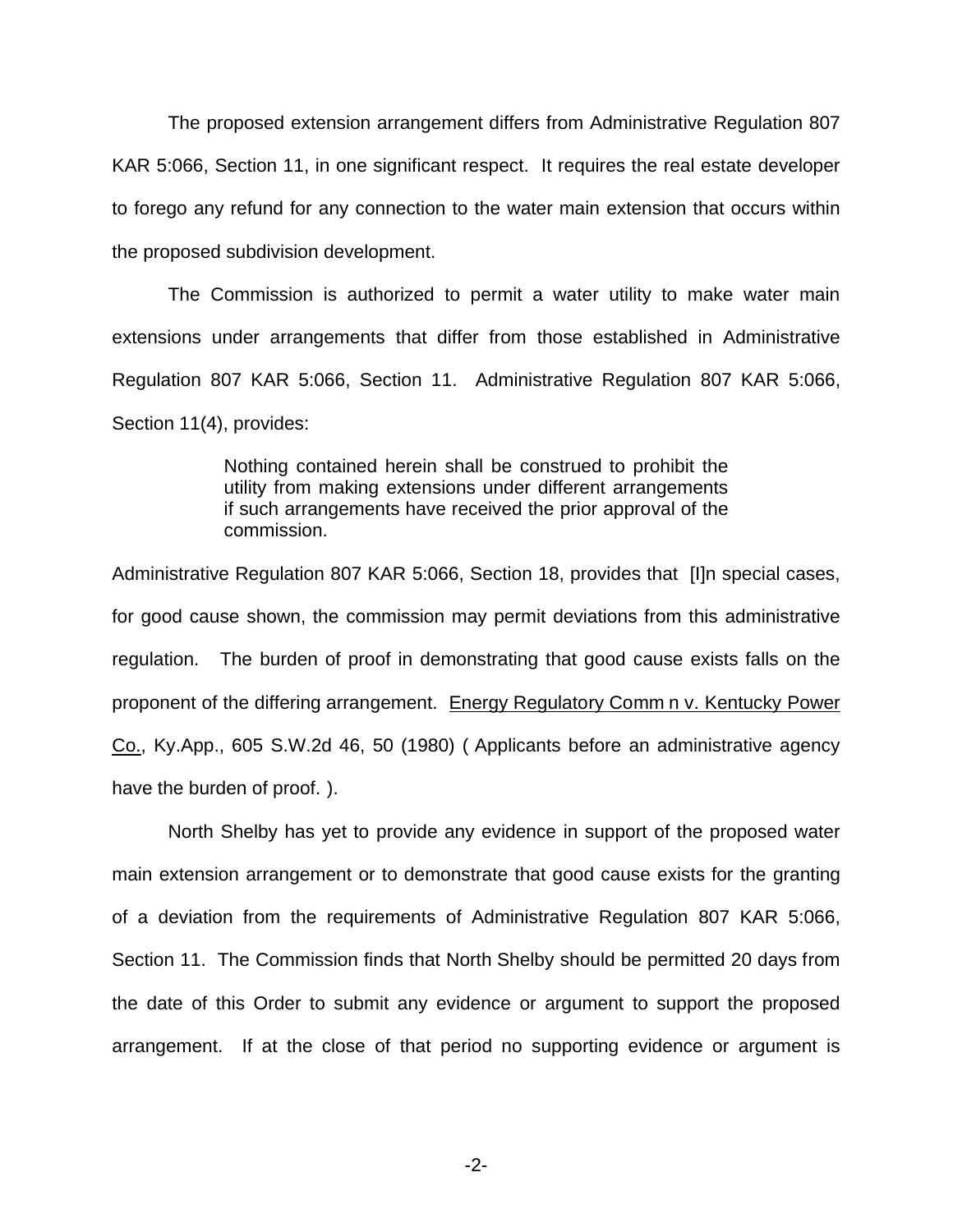The proposed extension arrangement differs from Administrative Regulation 807 KAR 5:066, Section 11, in one significant respect. It requires the real estate developer to forego any refund for any connection to the water main extension that occurs within the proposed subdivision development.

The Commission is authorized to permit a water utility to make water main extensions under arrangements that differ from those established in Administrative Regulation 807 KAR 5:066, Section 11. Administrative Regulation 807 KAR 5:066, Section 11(4), provides:

> Nothing contained herein shall be construed to prohibit the utility from making extensions under different arrangements if such arrangements have received the prior approval of the commission.

Administrative Regulation 807 KAR 5:066, Section 18, provides that [I]n special cases, for good cause shown, the commission may permit deviations from this administrative regulation. The burden of proof in demonstrating that good cause exists falls on the proponent of the differing arrangement. Energy Regulatory Comm n v. Kentucky Power Co., Ky.App., 605 S.W.2d 46, 50 (1980) ( Applicants before an administrative agency have the burden of proof. ).

North Shelby has yet to provide any evidence in support of the proposed water main extension arrangement or to demonstrate that good cause exists for the granting of a deviation from the requirements of Administrative Regulation 807 KAR 5:066, Section 11. The Commission finds that North Shelby should be permitted 20 days from the date of this Order to submit any evidence or argument to support the proposed arrangement. If at the close of that period no supporting evidence or argument is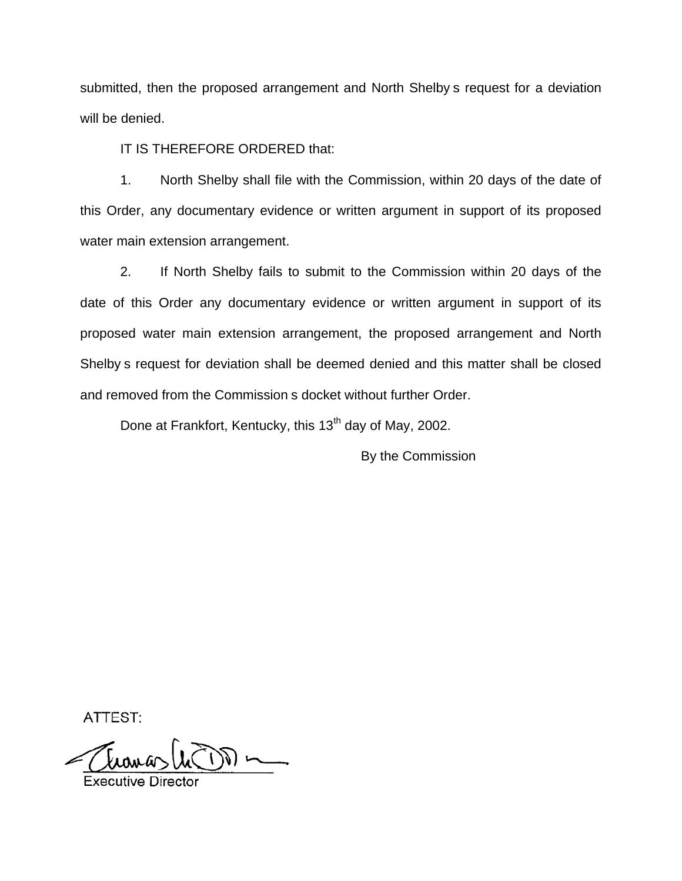submitted, then the proposed arrangement and North Shelby s request for a deviation will be denied.

IT IS THEREFORE ORDERED that:

1. North Shelby shall file with the Commission, within 20 days of the date of this Order, any documentary evidence or written argument in support of its proposed water main extension arrangement.

2. If North Shelby fails to submit to the Commission within 20 days of the date of this Order any documentary evidence or written argument in support of its proposed water main extension arrangement, the proposed arrangement and North Shelby s request for deviation shall be deemed denied and this matter shall be closed and removed from the Commission s docket without further Order.

Done at Frankfort, Kentucky, this 13th day of May, 2002.

By the Commission

ATTEST:

Executive Director